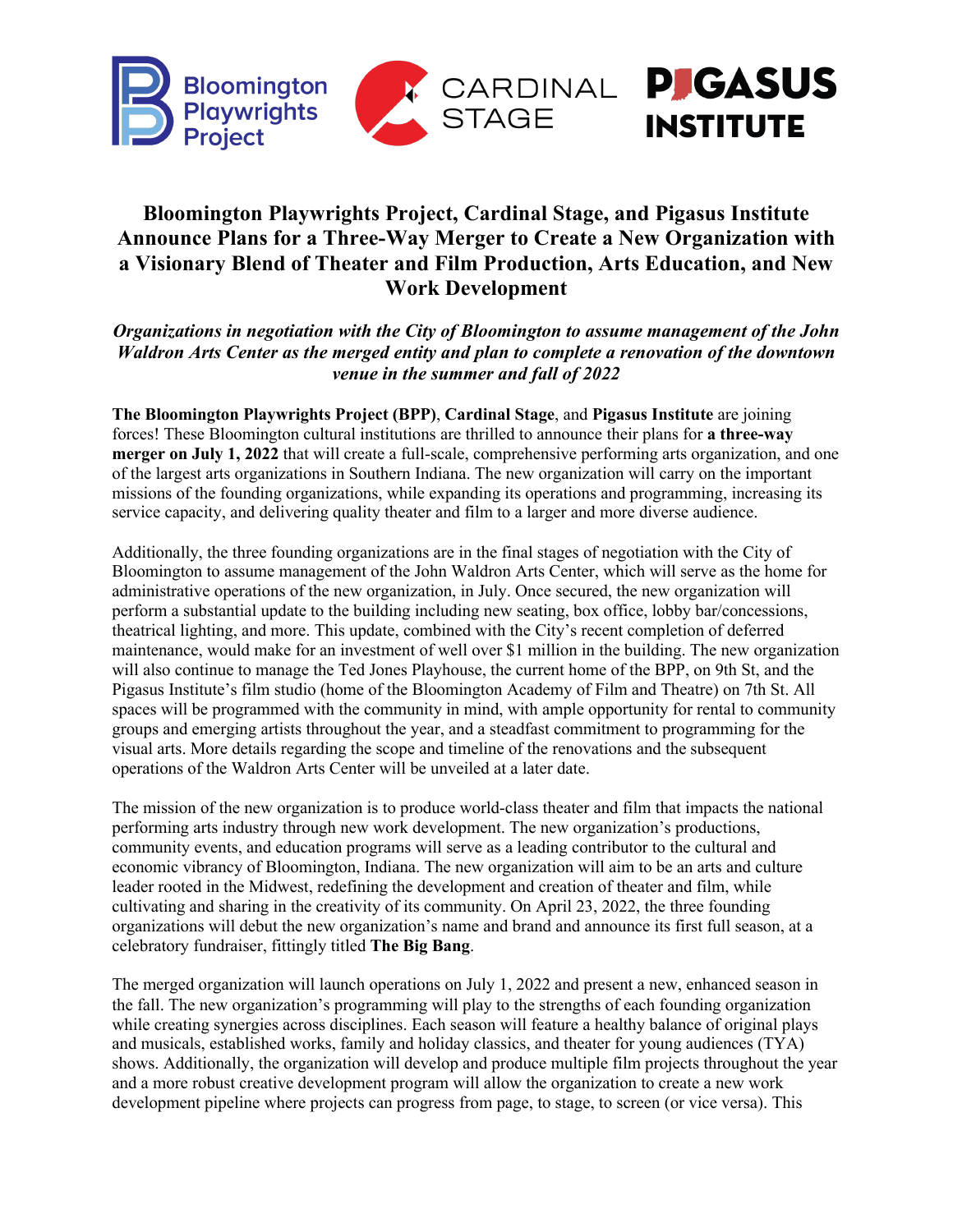Bloomington Playwrights Project | CARDINAL STAGE | PIGASUS INSTITUTE

# Bloomington Playwrights Project, Cardinal Stage, and Pigasus Institute Announce Plans for a Three-Way Merger to Create a New Organization with a Visionary Blend of Theater and Film Production, Arts Education, and New Work Development

***Organizations in negotiation with the City of Bloomington to assume management of the John Waldron Arts Center as the merged entity and plan to complete a renovation of the downtown venue in the summer and fall of 2022***

**The Bloomington Playwrights Project (BPP)**, **Cardinal Stage**, and **Pigasus Institute** are joining forces! These Bloomington cultural institutions are thrilled to announce their plans for **a three-way merger on July 1, 2022** that will create a full-scale, comprehensive performing arts organization, and one of the largest arts organizations in Southern Indiana. The new organization will carry on the important missions of the founding organizations, while expanding its operations and programming, increasing its service capacity, and delivering quality theater and film to a larger and more diverse audience.

Additionally, the three founding organizations are in the final stages of negotiation with the City of Bloomington to assume management of the John Waldron Arts Center, which will serve as the home for administrative operations of the new organization, in July. Once secured, the new organization will perform a substantial update to the building including new seating, box office, lobby bar/concessions, theatrical lighting, and more. This update, combined with the City's recent completion of deferred maintenance, would make for an investment of well over $1 million in the building. The new organization will also continue to manage the Ted Jones Playhouse, the current home of the BPP, on 9th St, and the Pigasus Institute's film studio (home of the Bloomington Academy of Film and Theatre) on 7th St. All spaces will be programmed with the community in mind, with ample opportunity for rental to community groups and emerging artists throughout the year, and a steadfast commitment to programming for the visual arts. More details regarding the scope and timeline of the renovations and the subsequent operations of the Waldron Arts Center will be unveiled at a later date.

The mission of the new organization is to produce world-class theater and film that impacts the national performing arts industry through new work development. The new organization's productions, community events, and education programs will serve as a leading contributor to the cultural and economic vibrancy of Bloomington, Indiana. The new organization will aim to be an arts and culture leader rooted in the Midwest, redefining the development and creation of theater and film, while cultivating and sharing in the creativity of its community. On April 23, 2022, the three founding organizations will debut the new organization's name and brand and announce its first full season, at a celebratory fundraiser, fittingly titled **The Big Bang**.

The merged organization will launch operations on July 1, 2022 and present a new, enhanced season in the fall. The new organization's programming will play to the strengths of each founding organization while creating synergies across disciplines. Each season will feature a healthy balance of original plays and musicals, established works, family and holiday classics, and theater for young audiences (TYA) shows. Additionally, the organization will develop and produce multiple film projects throughout the year and a more robust creative development program will allow the organization to create a new work development pipeline where projects can progress from page, to stage, to screen (or vice versa). This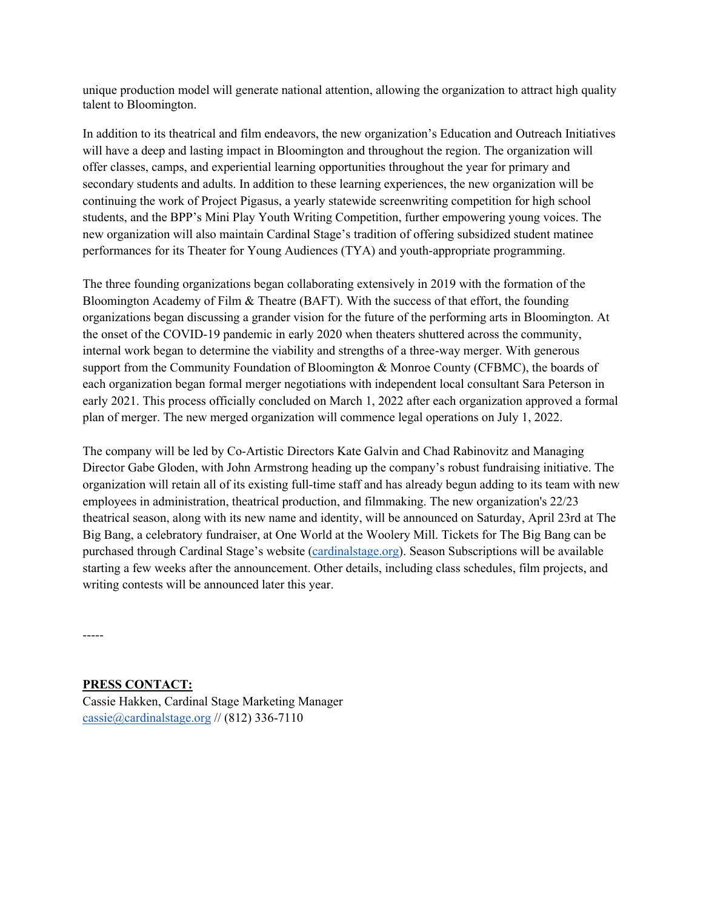unique production model will generate national attention, allowing the organization to attract high quality talent to Bloomington.

In addition to its theatrical and film endeavors, the new organization's Education and Outreach Initiatives will have a deep and lasting impact in Bloomington and throughout the region. The organization will offer classes, camps, and experiential learning opportunities throughout the year for primary and secondary students and adults. In addition to these learning experiences, the new organization will be continuing the work of Project Pigasus, a yearly statewide screenwriting competition for high school students, and the BPP's Mini Play Youth Writing Competition, further empowering young voices. The new organization will also maintain Cardinal Stage's tradition of offering subsidized student matinee performances for its Theater for Young Audiences (TYA) and youth-appropriate programming.

The three founding organizations began collaborating extensively in 2019 with the formation of the Bloomington Academy of Film & Theatre (BAFT). With the success of that effort, the founding organizations began discussing a grander vision for the future of the performing arts in Bloomington. At the onset of the COVID-19 pandemic in early 2020 when theaters shuttered across the community, internal work began to determine the viability and strengths of a three-way merger. With generous support from the Community Foundation of Bloomington & Monroe County (CFBMC), the boards of each organization began formal merger negotiations with independent local consultant Sara Peterson in early 2021. This process officially concluded on March 1, 2022 after each organization approved a formal plan of merger. The new merged organization will commence legal operations on July 1, 2022.

The company will be led by Co-Artistic Directors Kate Galvin and Chad Rabinovitz and Managing Director Gabe Gloden, with John Armstrong heading up the company's robust fundraising initiative. The organization will retain all of its existing full-time staff and has already begun adding to its team with new employees in administration, theatrical production, and filmmaking. The new organization's 22/23 theatrical season, along with its new name and identity, will be announced on Saturday, April 23rd at The Big Bang, a celebratory fundraiser, at One World at the Woolery Mill. Tickets for The Big Bang can be purchased through Cardinal Stage's website (cardinalstage.org). Season Subscriptions will be available starting a few weeks after the announcement. Other details, including class schedules, film projects, and writing contests will be announced later this year.

-----

**PRESS CONTACT:**
Cassie Hakken, Cardinal Stage Marketing Manager
cassie@cardinalstage.org // (812) 336-7110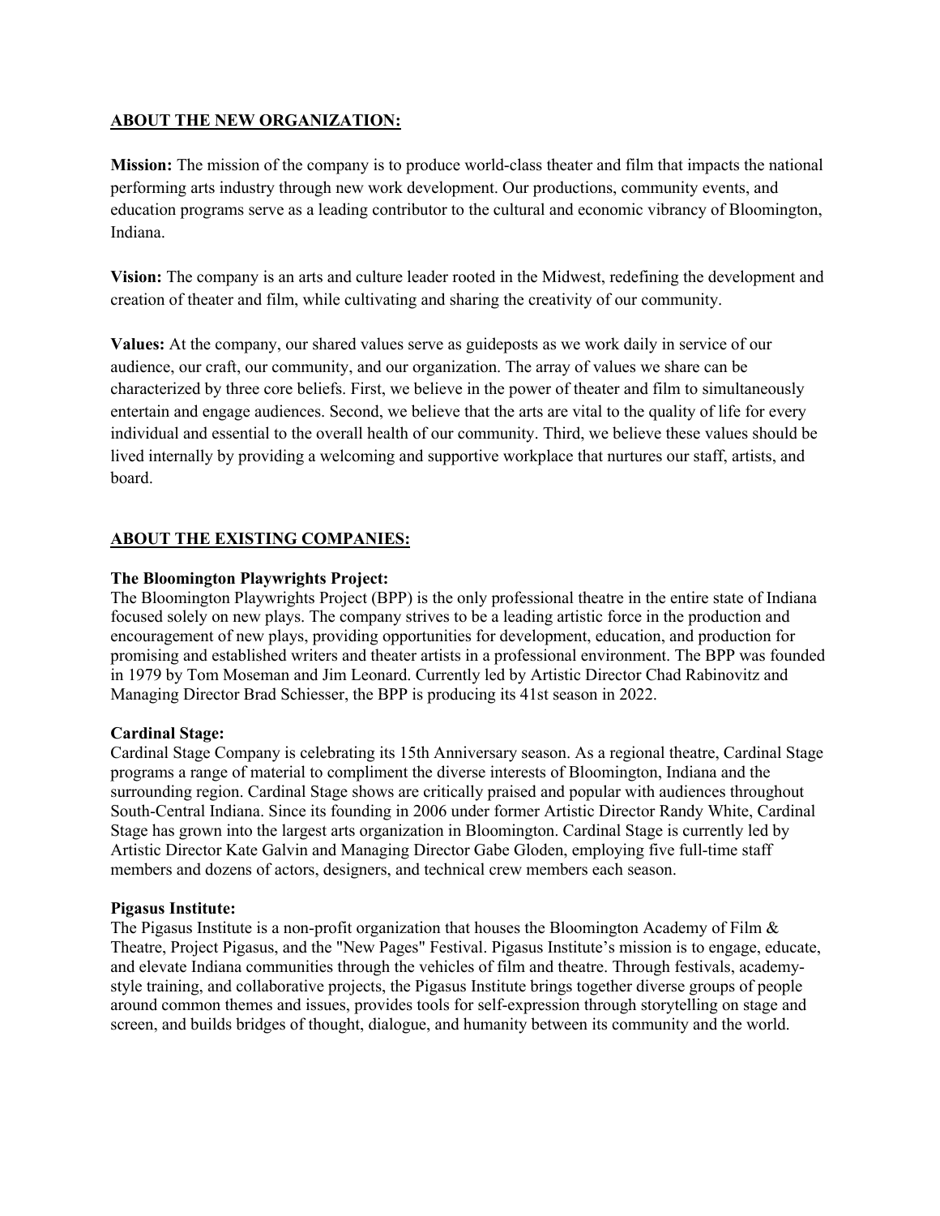## ABOUT THE NEW ORGANIZATION:

**Mission:** The mission of the company is to produce world-class theater and film that impacts the national performing arts industry through new work development. Our productions, community events, and education programs serve as a leading contributor to the cultural and economic vibrancy of Bloomington, Indiana.

**Vision:** The company is an arts and culture leader rooted in the Midwest, redefining the development and creation of theater and film, while cultivating and sharing the creativity of our community.

**Values:** At the company, our shared values serve as guideposts as we work daily in service of our audience, our craft, our community, and our organization. The array of values we share can be characterized by three core beliefs. First, we believe in the power of theater and film to simultaneously entertain and engage audiences. Second, we believe that the arts are vital to the quality of life for every individual and essential to the overall health of our community. Third, we believe these values should be lived internally by providing a welcoming and supportive workplace that nurtures our staff, artists, and board.

## ABOUT THE EXISTING COMPANIES:

**The Bloomington Playwrights Project:**
The Bloomington Playwrights Project (BPP) is the only professional theatre in the entire state of Indiana focused solely on new plays. The company strives to be a leading artistic force in the production and encouragement of new plays, providing opportunities for development, education, and production for promising and established writers and theater artists in a professional environment. The BPP was founded in 1979 by Tom Moseman and Jim Leonard. Currently led by Artistic Director Chad Rabinovitz and Managing Director Brad Schiesser, the BPP is producing its 41st season in 2022.

**Cardinal Stage:**
Cardinal Stage Company is celebrating its 15th Anniversary season. As a regional theatre, Cardinal Stage programs a range of material to compliment the diverse interests of Bloomington, Indiana and the surrounding region. Cardinal Stage shows are critically praised and popular with audiences throughout South-Central Indiana. Since its founding in 2006 under former Artistic Director Randy White, Cardinal Stage has grown into the largest arts organization in Bloomington. Cardinal Stage is currently led by Artistic Director Kate Galvin and Managing Director Gabe Gloden, employing five full-time staff members and dozens of actors, designers, and technical crew members each season.

**Pigasus Institute:**
The Pigasus Institute is a non-profit organization that houses the Bloomington Academy of Film & Theatre, Project Pigasus, and the "New Pages" Festival. Pigasus Institute's mission is to engage, educate, and elevate Indiana communities through the vehicles of film and theatre. Through festivals, academy-style training, and collaborative projects, the Pigasus Institute brings together diverse groups of people around common themes and issues, provides tools for self-expression through storytelling on stage and screen, and builds bridges of thought, dialogue, and humanity between its community and the world.